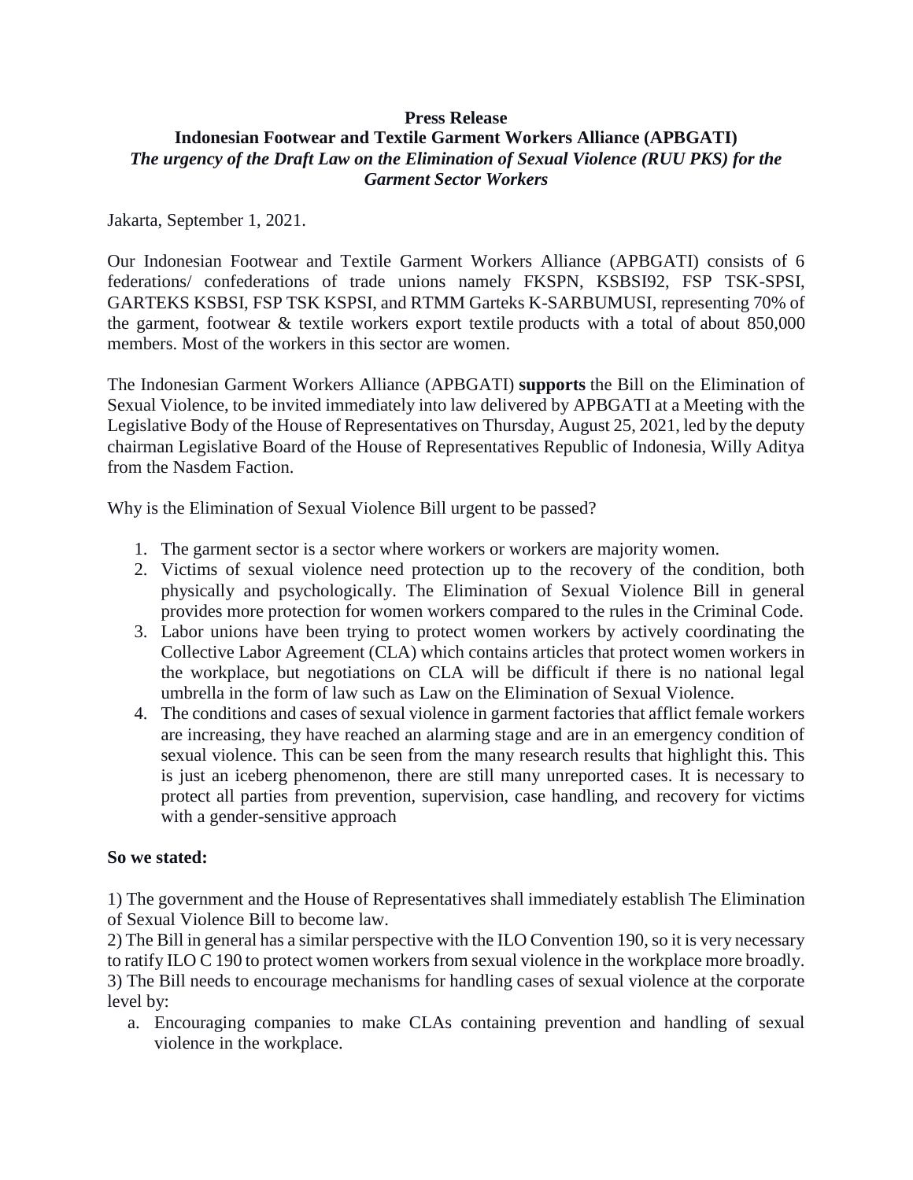**Press Release**

**Indonesian Footwear and Textile Garment Workers Alliance (APBGATI)**

***The urgency of the Draft Law on the Elimination of Sexual Violence (RUU PKS) for the Garment Sector Workers***

Jakarta, September 1, 2021.

Our Indonesian Footwear and Textile Garment Workers Alliance (APBGATI) consists of 6 federations/ confederations of trade unions namely FKSPN, KSBSI92, FSP TSK-SPSI, GARTEKS KSBSI, FSP TSK KSPSI, and RTMM Garteks K-SARBUMUSI, representing 70% of the garment, footwear & textile workers export textile products with a total of about 850,000 members. Most of the workers in this sector are women.

The Indonesian Garment Workers Alliance (APBGATI) **supports** the Bill on the Elimination of Sexual Violence, to be invited immediately into law delivered by APBGATI at a Meeting with the Legislative Body of the House of Representatives on Thursday, August 25, 2021, led by the deputy chairman Legislative Board of the House of Representatives Republic of Indonesia, Willy Aditya from the Nasdem Faction.

Why is the Elimination of Sexual Violence Bill urgent to be passed?

1. The garment sector is a sector where workers or workers are majority women.
2. Victims of sexual violence need protection up to the recovery of the condition, both physically and psychologically. The Elimination of Sexual Violence Bill in general provides more protection for women workers compared to the rules in the Criminal Code.
3. Labor unions have been trying to protect women workers by actively coordinating the Collective Labor Agreement (CLA) which contains articles that protect women workers in the workplace, but negotiations on CLA will be difficult if there is no national legal umbrella in the form of law such as Law on the Elimination of Sexual Violence.
4. The conditions and cases of sexual violence in garment factories that afflict female workers are increasing, they have reached an alarming stage and are in an emergency condition of sexual violence. This can be seen from the many research results that highlight this. This is just an iceberg phenomenon, there are still many unreported cases. It is necessary to protect all parties from prevention, supervision, case handling, and recovery for victims with a gender-sensitive approach

**So we stated:**

1) The government and the House of Representatives shall immediately establish The Elimination of Sexual Violence Bill to become law.
2) The Bill in general has a similar perspective with the ILO Convention 190, so it is very necessary to ratify ILO C 190 to protect women workers from sexual violence in the workplace more broadly.
3) The Bill needs to encourage mechanisms for handling cases of sexual violence at the corporate level by:

a. Encouraging companies to make CLAs containing prevention and handling of sexual violence in the workplace.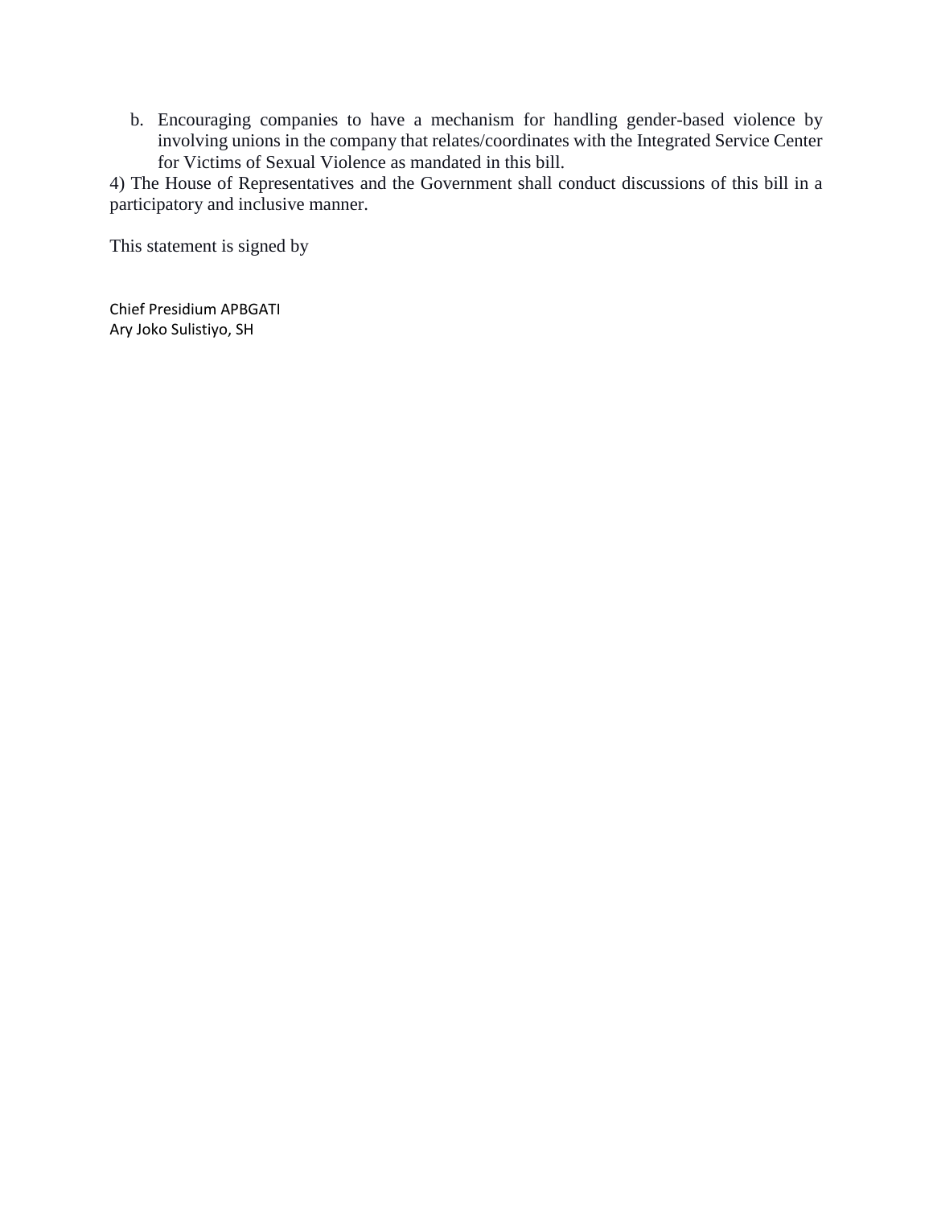b. Encouraging companies to have a mechanism for handling gender-based violence by involving unions in the company that relates/coordinates with the Integrated Service Center for Victims of Sexual Violence as mandated in this bill.

4) The House of Representatives and the Government shall conduct discussions of this bill in a participatory and inclusive manner.

This statement is signed by

Chief Presidium APBGATI
Ary Joko Sulistiyo, SH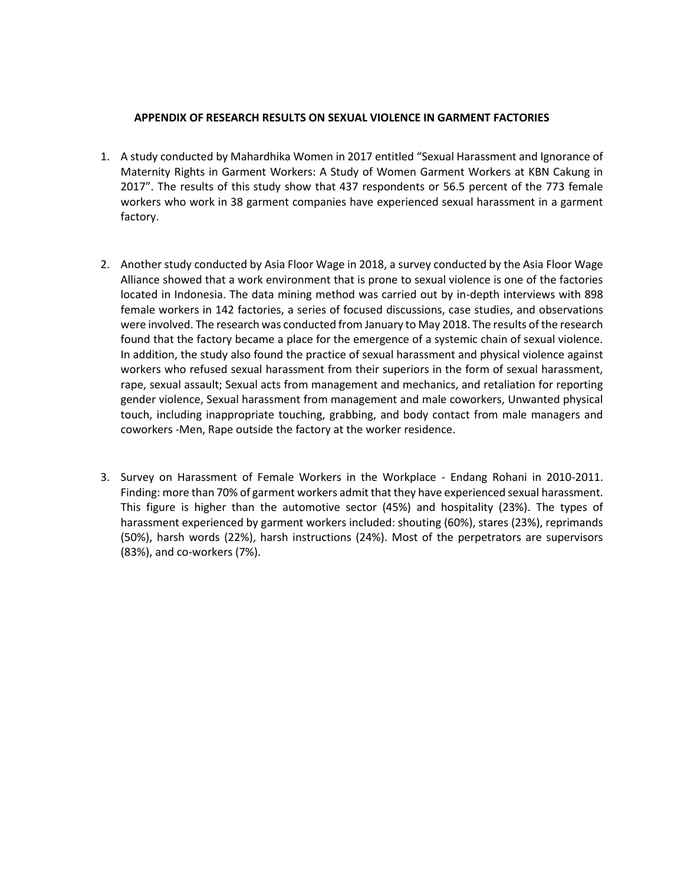**APPENDIX OF RESEARCH RESULTS ON SEXUAL VIOLENCE IN GARMENT FACTORIES**

1. A study conducted by Mahardhika Women in 2017 entitled "Sexual Harassment and Ignorance of Maternity Rights in Garment Workers: A Study of Women Garment Workers at KBN Cakung in 2017". The results of this study show that 437 respondents or 56.5 percent of the 773 female workers who work in 38 garment companies have experienced sexual harassment in a garment factory.

2. Another study conducted by Asia Floor Wage in 2018, a survey conducted by the Asia Floor Wage Alliance showed that a work environment that is prone to sexual violence is one of the factories located in Indonesia. The data mining method was carried out by in-depth interviews with 898 female workers in 142 factories, a series of focused discussions, case studies, and observations were involved. The research was conducted from January to May 2018. The results of the research found that the factory became a place for the emergence of a systemic chain of sexual violence. In addition, the study also found the practice of sexual harassment and physical violence against workers who refused sexual harassment from their superiors in the form of sexual harassment, rape, sexual assault; Sexual acts from management and mechanics, and retaliation for reporting gender violence, Sexual harassment from management and male coworkers, Unwanted physical touch, including inappropriate touching, grabbing, and body contact from male managers and coworkers -Men, Rape outside the factory at the worker residence.

3. Survey on Harassment of Female Workers in the Workplace - Endang Rohani in 2010-2011. Finding: more than 70% of garment workers admit that they have experienced sexual harassment. This figure is higher than the automotive sector (45%) and hospitality (23%). The types of harassment experienced by garment workers included: shouting (60%), stares (23%), reprimands (50%), harsh words (22%), harsh instructions (24%). Most of the perpetrators are supervisors (83%), and co-workers (7%).